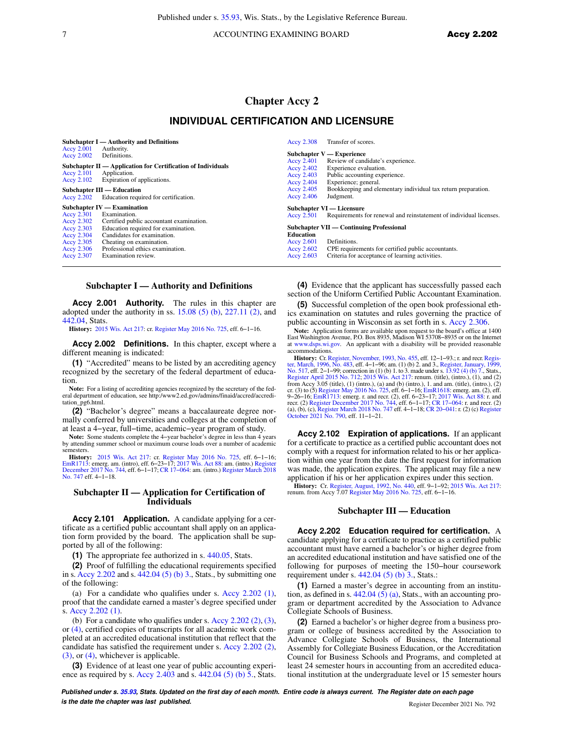# Chapter Accy 2

## INDIVIDUAL CERTIFICATION AND LICENSURE

**Subchapter I — Authority and Definitions**
Accy 2.001 Authority.
Accy 2.002 Definitions.

**Subchapter II — Application for Certification of Individuals**
Accy 2.101 Application.
Accy 2.102 Expiration of applications.

**Subchapter III — Education**
Accy 2.202 Education required for certification.

**Subchapter IV — Examination**
Accy 2.301 Examination.
Accy 2.302 Certified public accountant examination.
Accy 2.303 Education required for examination.
Accy 2.304 Candidates for examination.
Accy 2.305 Cheating on examination.
Accy 2.306 Professional ethics examination.
Accy 2.307 Examination review.
Accy 2.308 Transfer of scores.

**Subchapter V — Experience**
Accy 2.401 Review of candidate's experience.
Accy 2.402 Experience evaluation.
Accy 2.403 Public accounting experience.
Accy 2.404 Experience; general.
Accy 2.405 Bookkeeping and elementary individual tax return preparation.
Accy 2.406 Judgment.

**Subchapter VI — Licensure**
Accy 2.501 Requirements for renewal and reinstatement of individual licenses.

**Subchapter VII — Continuing Professional Education**
Accy 2.601 Definitions.
Accy 2.602 CPE requirements for certified public accountants.
Accy 2.603 Criteria for acceptance of learning activities.

### Subchapter I — Authority and Definitions

**Accy 2.001 Authority.** The rules in this chapter are adopted under the authority in ss. 15.08 (5) (b), 227.11 (2), and 442.04, Stats.

**History:** 2015 Wis. Act 217: cr. Register May 2016 No. 725, eff. 6–1–16.

**Accy 2.002 Definitions.** In this chapter, except where a different meaning is indicated:

**(1)** "Accredited" means to be listed by an accrediting agency recognized by the secretary of the federal department of education.

**Note:** For a listing of accrediting agencies recognized by the secretary of the federal department of education, see http:/www2.ed.gov/admins/finaid/accred/accreditation_pg6.html.

**(2)** "Bachelor's degree" means a baccalaureate degree normally conferred by universities and colleges at the completion of at least a 4–year, full–time, academic–year program of study.

**Note:** Some students complete the 4–year bachelor's degree in less than 4 years by attending summer school or maximum course loads over a number of academic semesters.

**History:** 2015 Wis. Act 217: cr. Register May 2016 No. 725, eff. 6–1–16; EmR1713: emerg. am. (intro), eff. 6–23–17; 2017 Wis. Act 88: am. (intro.) Register December 2017 No. 744, eff. 6–1–17; CR 17–064: am. (intro.) Register March 2018 No. 747 eff. 4–1–18.

### Subchapter II — Application for Certification of Individuals

**Accy 2.101 Application.** A candidate applying for a certificate as a certified public accountant shall apply on an application form provided by the board. The application shall be supported by all of the following:

**(1)** The appropriate fee authorized in s. 440.05, Stats.

**(2)** Proof of fulfilling the educational requirements specified in s. Accy 2.202 and s. 442.04 (5) (b) 3., Stats., by submitting one of the following:

(a) For a candidate who qualifies under s. Accy 2.202 (1), proof that the candidate earned a master's degree specified under s. Accy 2.202 (1).

(b) For a candidate who qualifies under s. Accy 2.202 (2), (3), or (4), certified copies of transcripts for all academic work completed at an accredited educational institution that reflect that the candidate has satisfied the requirement under s. Accy 2.202 (2), (3), or (4), whichever is applicable.

**(3)** Evidence of at least one year of public accounting experience as required by s. Accy 2.403 and s. 442.04 (5) (b) 5., Stats.

**(4)** Evidence that the applicant has successfully passed each section of the Uniform Certified Public Accountant Examination.

**(5)** Successful completion of the open book professional ethics examination on statutes and rules governing the practice of public accounting in Wisconsin as set forth in s. Accy 2.306.

**Note:** Application forms are available upon request to the board's office at 1400 East Washington Avenue, P.O. Box 8935, Madison WI 53708–8935 or on the Internet at www.dsps.wi.gov. An applicant with a disability will be provided reasonable accommodations.

**History:** Cr. Register, November, 1993, No. 455, eff. 12–1–93.; r. and recr. Register, March, 1996, No. 483, eff. 4–1–96; am. (1) (b) 2. and 3., Register, January, 1999, No. 517, eff. 2–1–99; correction in (1) (b) 1. to 3. made under s. 13.92 (4) (b) 7., Stats., Register April 2015 No. 712; 2015 Wis. Act 217: renum. (title), (intro.), (1), and (2) from Accy 3.05 (title), (1) (intro.), (a) and (b) (intro.), 1. and am. (title), (intro.), (2) cr. (3) to (5) Register May 2016 No. 725, eff. 6–1–16; EmR1618: emerg. am. (2), eff. 9–26–16; EmR1713: emerg. r. and recr. (2), eff. 6–23–17; 2017 Wis. Act 88: r. and recr. (2) Register December 2017 No. 744, eff. 6–1–17; CR 17–064: r. and recr. (2) (a), (b), (c), Register March 2018 No. 747 eff. 4–1–18; CR 20–041: r. (2) (c) Register October 2021 No. 790, eff. 11–1–21.

**Accy 2.102 Expiration of applications.** If an applicant for a certificate to practice as a certified public accountant does not comply with a request for information related to his or her application within one year from the date the first request for information was made, the application expires. The applicant may file a new application if his or her application expires under this section.

**History:** Cr. Register, August, 1992, No. 440, eff. 9–1–92; 2015 Wis. Act 217: renum. from Accy 7.07 Register May 2016 No. 725, eff. 6–1–16.

### Subchapter III — Education

**Accy 2.202 Education required for certification.** A candidate applying for a certificate to practice as a certified public accountant must have earned a bachelor's or higher degree from an accredited educational institution and have satisfied one of the following for purposes of meeting the 150–hour coursework requirement under s. 442.04 (5) (b) 3., Stats.:

**(1)** Earned a master's degree in accounting from an institution, as defined in s. 442.04 (5) (a), Stats., with an accounting program or department accredited by the Association to Advance Collegiate Schools of Business.

**(2)** Earned a bachelor's or higher degree from a business program or college of business accredited by the Association to Advance Collegiate Schools of Business, the International Assembly for Collegiate Business Education, or the Accreditation Council for Business Schools and Programs, and completed at least 24 semester hours in accounting from an accredited educational institution at the undergraduate level or 15 semester hours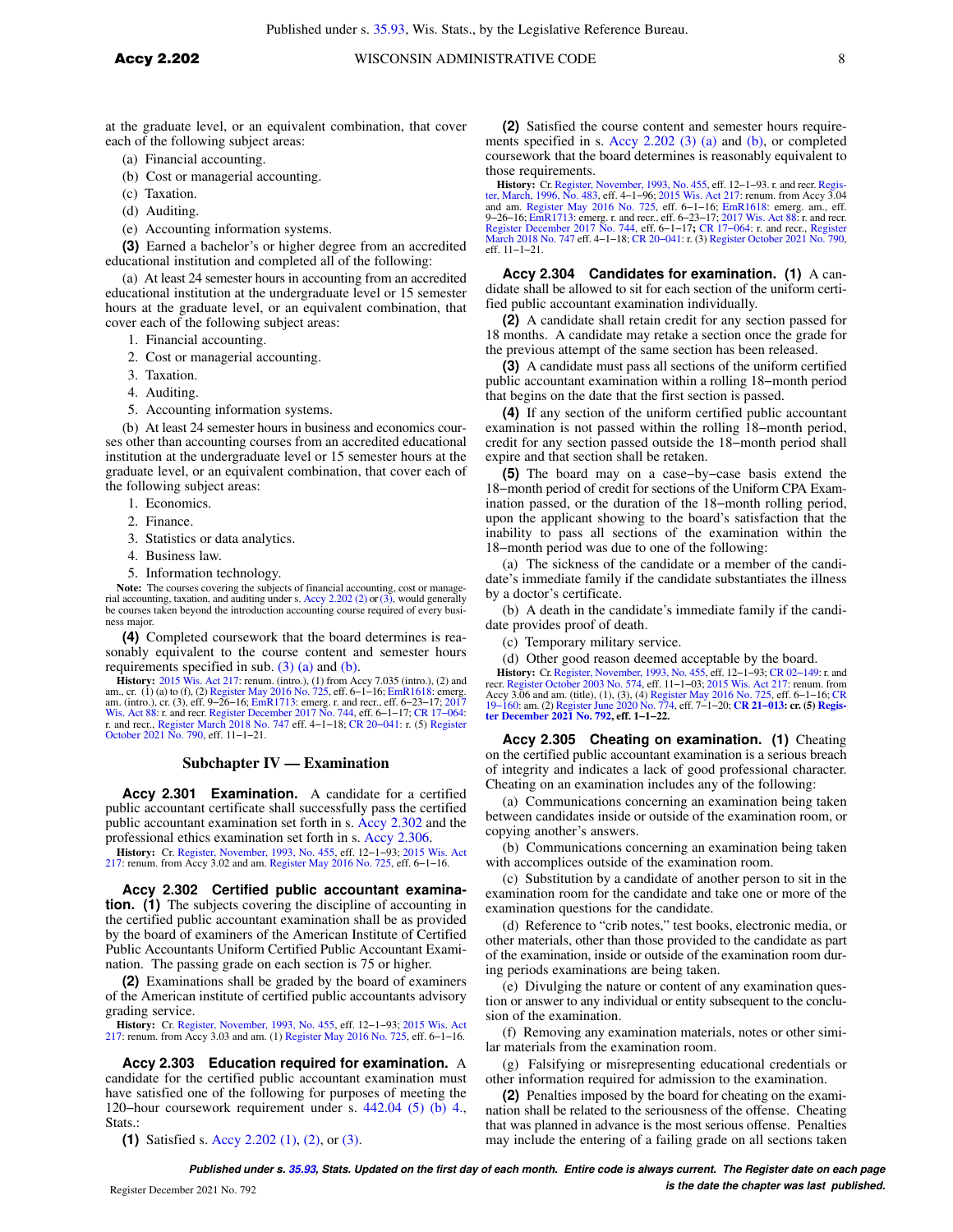at the graduate level, or an equivalent combination, that cover each of the following subject areas:

(a) Financial accounting.

(b) Cost or managerial accounting.

(c) Taxation.

(d) Auditing.

(e) Accounting information systems.

**(3)** Earned a bachelor's or higher degree from an accredited educational institution and completed all of the following:

(a) At least 24 semester hours in accounting from an accredited educational institution at the undergraduate level or 15 semester hours at the graduate level, or an equivalent combination, that cover each of the following subject areas:

1. Financial accounting.
2. Cost or managerial accounting.
3. Taxation.
4. Auditing.
5. Accounting information systems.

(b) At least 24 semester hours in business and economics courses other than accounting courses from an accredited educational institution at the undergraduate level or 15 semester hours at the graduate level, or an equivalent combination, that cover each of the following subject areas:

1. Economics.
2. Finance.
3. Statistics or data analytics.
4. Business law.
5. Information technology.

**Note:** The courses covering the subjects of financial accounting, cost or managerial accounting, taxation, and auditing under s. Accy 2.202 (2) or (3), would generally be courses taken beyond the introduction accounting course required of every business major.

**(4)** Completed coursework that the board determines is reasonably equivalent to the course content and semester hours requirements specified in sub. (3) (a) and (b).

**History:** 2015 Wis. Act 217: renum. (intro.), (1) from Accy 7.035 (intro.), (2) and am., cr. (1) (a) to (f), (2) Register May 2016 No. 725, eff. 6–1–16; EmR1618: emerg. am. (intro.), cr. (3), eff. 9–26–16; EmR1713: emerg. r. and recr., eff. 6–23–17; 2017 Wis. Act 88: r. and recr. Register December 2017 No. 744, eff. 6–1–17; CR 17–064: r. and recr., Register March 2018 No. 747 eff. 4–1–18; CR 20–041: r. (5) Register October 2021 No. 790, eff. 11–1–21.

## Subchapter IV — Examination

**Accy 2.301 Examination.** A candidate for a certified public accountant certificate shall successfully pass the certified public accountant examination set forth in s. Accy 2.302 and the professional ethics examination set forth in s. Accy 2.306.

**History:** Cr. Register, November, 1993, No. 455, eff. 12–1–93; 2015 Wis. Act 217: renum. from Accy 3.02 and am. Register May 2016 No. 725, eff. 6–1–16.

**Accy 2.302 Certified public accountant examination. (1)** The subjects covering the discipline of accounting in the certified public accountant examination shall be as provided by the board of examiners of the American Institute of Certified Public Accountants Uniform Certified Public Accountant Examination. The passing grade on each section is 75 or higher.

**(2)** Examinations shall be graded by the board of examiners of the American institute of certified public accountants advisory grading service.

**History:** Cr. Register, November, 1993, No. 455, eff. 12–1–93; 2015 Wis. Act 217: renum. from Accy 3.03 and am. (1) Register May 2016 No. 725, eff. 6–1–16.

**Accy 2.303 Education required for examination.** A candidate for the certified public accountant examination must have satisfied one of the following for purposes of meeting the 120–hour coursework requirement under s. 442.04 (5) (b) 4., Stats.:

**(1)** Satisfied s. Accy 2.202 (1), (2), or (3).

**(2)** Satisfied the course content and semester hours requirements specified in s. Accy 2.202 (3) (a) and (b), or completed coursework that the board determines is reasonably equivalent to those requirements.

**History:** Cr. Register, November, 1993, No. 455, eff. 12–1–93. r. and recr. Register, March, 1996, No. 483, eff. 4–1–96; 2015 Wis. Act 217: renum. from Accy 3.04 and am. Register May 2016 No. 725, eff. 6–1–16; EmR1618: emerg. am., eff. 9–26–16; EmR1713: emerg. r. and recr., eff. 6–23–17; 2017 Wis. Act 88: r. and recr. Register December 2017 No. 744, eff. 6–1–17; CR 17–064: r. and recr., Register March 2018 No. 747 eff. 4–1–18; CR 20–041: r. (3) Register October 2021 No. 790, eff. 11–1–21.

**Accy 2.304 Candidates for examination. (1)** A candidate shall be allowed to sit for each section of the uniform certified public accountant examination individually.

**(2)** A candidate shall retain credit for any section passed for 18 months. A candidate may retake a section once the grade for the previous attempt of the same section has been released.

**(3)** A candidate must pass all sections of the uniform certified public accountant examination within a rolling 18–month period that begins on the date that the first section is passed.

**(4)** If any section of the uniform certified public accountant examination is not passed within the rolling 18–month period, credit for any section passed outside the 18–month period shall expire and that section shall be retaken.

**(5)** The board may on a case–by–case basis extend the 18–month period of credit for sections of the Uniform CPA Examination passed, or the duration of the 18–month rolling period, upon the applicant showing to the board's satisfaction that the inability to pass all sections of the examination within the 18–month period was due to one of the following:

(a) The sickness of the candidate or a member of the candidate's immediate family if the candidate substantiates the illness by a doctor's certificate.

(b) A death in the candidate's immediate family if the candidate provides proof of death.

(c) Temporary military service.

(d) Other good reason deemed acceptable by the board.

**History:** Cr. Register, November, 1993, No. 455, eff. 12–1–93; CR 02–149: r. and recr. Register October 2003 No. 574, eff. 11–1–03; 2015 Wis. Act 217: renum. from Accy 3.06 and am. (title), (1), (3), (4) Register May 2016 No. 725, eff. 6–1–16; CR 19–160: am. (2) Register June 2020 No. 774, eff. 7–1–20; **CR 21–013: cr. (5) Register December 2021 No. 792, eff. 1–1–22.**

**Accy 2.305 Cheating on examination. (1)** Cheating on the certified public accountant examination is a serious breach of integrity and indicates a lack of good professional character. Cheating on an examination includes any of the following:

(a) Communications concerning an examination being taken between candidates inside or outside of the examination room, or copying another's answers.

(b) Communications concerning an examination being taken with accomplices outside of the examination room.

(c) Substitution by a candidate of another person to sit in the examination room for the candidate and take one or more of the examination questions for the candidate.

(d) Reference to "crib notes," text books, electronic media, or other materials, other than those provided to the candidate as part of the examination, inside or outside of the examination room during periods examinations are being taken.

(e) Divulging the nature or content of any examination question or answer to any individual or entity subsequent to the conclusion of the examination.

(f) Removing any examination materials, notes or other similar materials from the examination room.

(g) Falsifying or misrepresenting educational credentials or other information required for admission to the examination.

**(2)** Penalties imposed by the board for cheating on the examination shall be related to the seriousness of the offense. Cheating that was planned in advance is the most serious offense. Penalties may include the entering of a failing grade on all sections taken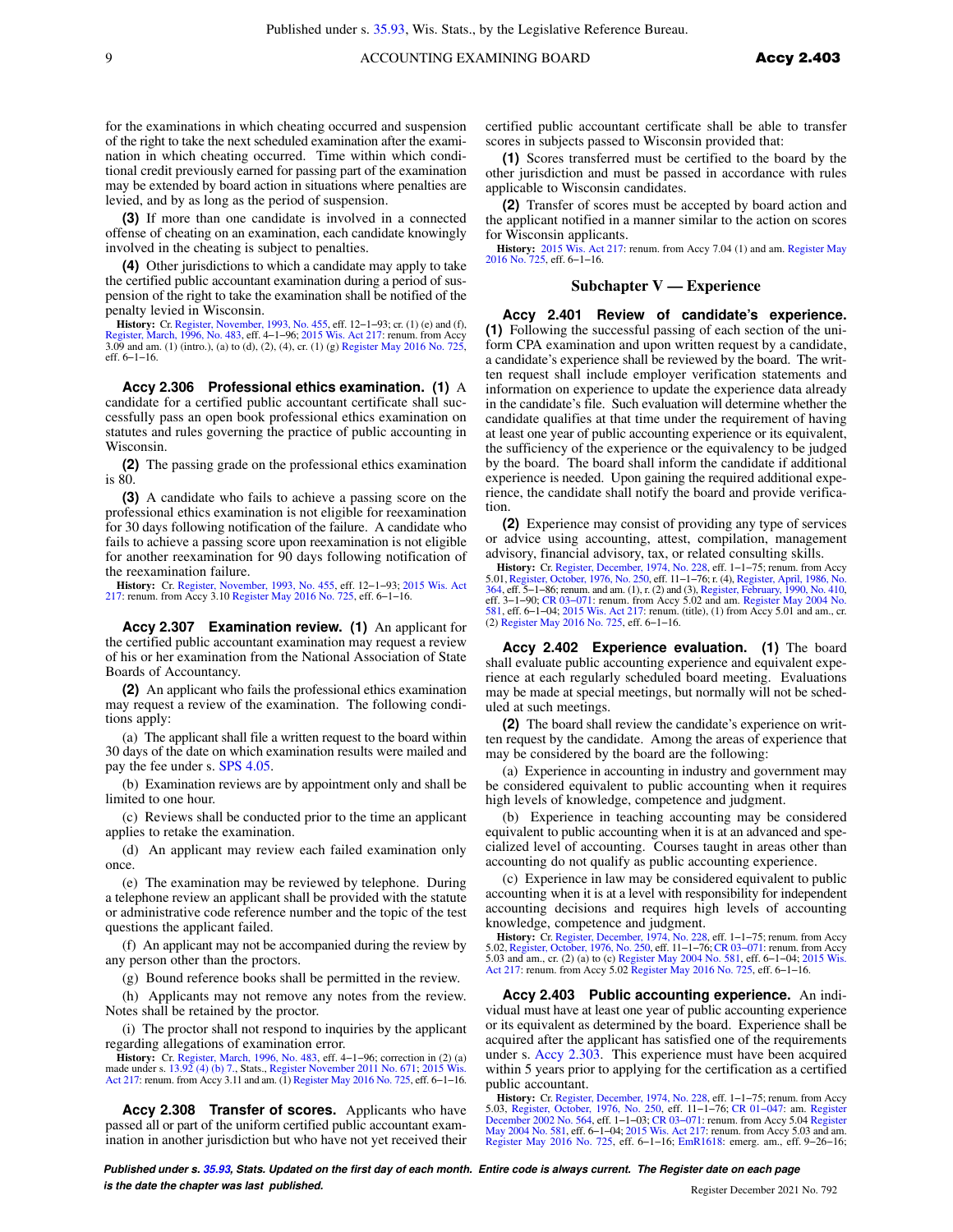for the examinations in which cheating occurred and suspension of the right to take the next scheduled examination after the examination in which cheating occurred. Time within which conditional credit previously earned for passing part of the examination may be extended by board action in situations where penalties are levied, and by as long as the period of suspension.

**(3)** If more than one candidate is involved in a connected offense of cheating on an examination, each candidate knowingly involved in the cheating is subject to penalties.

**(4)** Other jurisdictions to which a candidate may apply to take the certified public accountant examination during a period of suspension of the right to take the examination shall be notified of the penalty levied in Wisconsin.

**History:** Cr. Register, November, 1993, No. 455, eff. 12−1−93; cr. (1) (e) and (f), Register, March, 1996, No. 483, eff. 4−1−96; 2015 Wis. Act 217: renum. from Accy 3.09 and am. (1) (intro.), (a) to (d), (2), (4), cr. (1) (g) Register May 2016 No. 725, eff. 6−1−16.

**Accy 2.306 Professional ethics examination.** **(1)** A candidate for a certified public accountant certificate shall successfully pass an open book professional ethics examination on statutes and rules governing the practice of public accounting in Wisconsin.

**(2)** The passing grade on the professional ethics examination is 80.

**(3)** A candidate who fails to achieve a passing score on the professional ethics examination is not eligible for reexamination for 30 days following notification of the failure. A candidate who fails to achieve a passing score upon reexamination is not eligible for another reexamination for 90 days following notification of the reexamination failure.

**History:** Cr. Register, November, 1993, No. 455, eff. 12−1−93; 2015 Wis. Act 217: renum. from Accy 3.10 Register May 2016 No. 725, eff. 6−1−16.

**Accy 2.307 Examination review.** **(1)** An applicant for the certified public accountant examination may request a review of his or her examination from the National Association of State Boards of Accountancy.

**(2)** An applicant who fails the professional ethics examination may request a review of the examination. The following conditions apply:

(a) The applicant shall file a written request to the board within 30 days of the date on which examination results were mailed and pay the fee under s. SPS 4.05.

(b) Examination reviews are by appointment only and shall be limited to one hour.

(c) Reviews shall be conducted prior to the time an applicant applies to retake the examination.

(d) An applicant may review each failed examination only once.

(e) The examination may be reviewed by telephone. During a telephone review an applicant shall be provided with the statute or administrative code reference number and the topic of the test questions the applicant failed.

(f) An applicant may not be accompanied during the review by any person other than the proctors.

(g) Bound reference books shall be permitted in the review.

(h) Applicants may not remove any notes from the review. Notes shall be retained by the proctor.

(i) The proctor shall not respond to inquiries by the applicant regarding allegations of examination error.

**History:** Cr. Register, March, 1996, No. 483, eff. 4−1−96; correction in (2) (a) made under s. 13.92 (4) (b) 7., Stats., Register November 2011 No. 671; 2015 Wis. Act 217: renum. from Accy 3.11 and am. (1) Register May 2016 No. 725, eff. 6−1−16.

**Accy 2.308 Transfer of scores.** Applicants who have passed all or part of the uniform certified public accountant examination in another jurisdiction but who have not yet received their certified public accountant certificate shall be able to transfer scores in subjects passed to Wisconsin provided that:

**(1)** Scores transferred must be certified to the board by the other jurisdiction and must be passed in accordance with rules applicable to Wisconsin candidates.

**(2)** Transfer of scores must be accepted by board action and the applicant notified in a manner similar to the action on scores for Wisconsin applicants.

**History:** 2015 Wis. Act 217: renum. from Accy 7.04 (1) and am. Register May 2016 No. 725, eff. 6−1−16.

## Subchapter V — Experience

**Accy 2.401 Review of candidate's experience.** **(1)** Following the successful passing of each section of the uniform CPA examination and upon written request by a candidate, a candidate's experience shall be reviewed by the board. The written request shall include employer verification statements and information on experience to update the experience data already in the candidate's file. Such evaluation will determine whether the candidate qualifies at that time under the requirement of having at least one year of public accounting experience or its equivalent, the sufficiency of the experience or the equivalency to be judged by the board. The board shall inform the candidate if additional experience is needed. Upon gaining the required additional experience, the candidate shall notify the board and provide verification.

**(2)** Experience may consist of providing any type of services or advice using accounting, attest, compilation, management advisory, financial advisory, tax, or related consulting skills.

**History:** Cr. Register, December, 1974, No. 228, eff. 1−1−75; renum. from Accy 5.01, Register, October, 1976, No. 250, eff. 11−1−76; r. (4), Register, April, 1986, No. 364, eff. 5−1−86; renum. and am. (1), r. (2) and (3), Register, February, 1990, No. 410, eff. 3−1−90; CR 03−071: renum. from Accy 5.02 and am. Register May 2004 No. 581, eff. 6−1−04; 2015 Wis. Act 217: renum. (title), (1) from Accy 5.01 and am., cr. (2) Register May 2016 No. 725, eff. 6−1−16.

**Accy 2.402 Experience evaluation.** **(1)** The board shall evaluate public accounting experience and equivalent experience at each regularly scheduled board meeting. Evaluations may be made at special meetings, but normally will not be scheduled at such meetings.

**(2)** The board shall review the candidate's experience on written request by the candidate. Among the areas of experience that may be considered by the board are the following:

(a) Experience in accounting in industry and government may be considered equivalent to public accounting when it requires high levels of knowledge, competence and judgment.

(b) Experience in teaching accounting may be considered equivalent to public accounting when it is at an advanced and specialized level of accounting. Courses taught in areas other than accounting do not qualify as public accounting experience.

(c) Experience in law may be considered equivalent to public accounting when it is at a level with responsibility for independent accounting decisions and requires high levels of accounting knowledge, competence and judgment.

**History:** Cr. Register, December, 1974, No. 228, eff. 1−1−75; renum. from Accy 5.02, Register, October, 1976, No. 250, eff. 11−1−76; CR 03−071: renum. from Accy 5.03 and am., cr. (2) (a) to (c) Register May 2004 No. 581, eff. 6−1−04; 2015 Wis. Act 217: renum. from Accy 5.02 Register May 2016 No. 725, eff. 6−1−16.

**Accy 2.403 Public accounting experience.** An individual must have at least one year of public accounting experience or its equivalent as determined by the board. Experience shall be acquired after the applicant has satisfied one of the requirements under s. Accy 2.303. This experience must have been acquired within 5 years prior to applying for the certification as a certified public accountant.

**History:** Cr. Register, December, 1974, No. 228, eff. 1−1−75; renum. from Accy 5.03, Register, October, 1976, No. 250, eff. 11−1−76; CR 01−047: am. Register December 2002 No. 564, eff. 1−1−03; CR 03−071: renum. from Accy 5.04 Register May 2004 No. 581, eff. 6−1−04; 2015 Wis. Act 217: renum. from Accy 5.03 and am. Register May 2016 No. 725, eff. 6−1−16; EmR1618: emerg. am., eff. 9−26−16;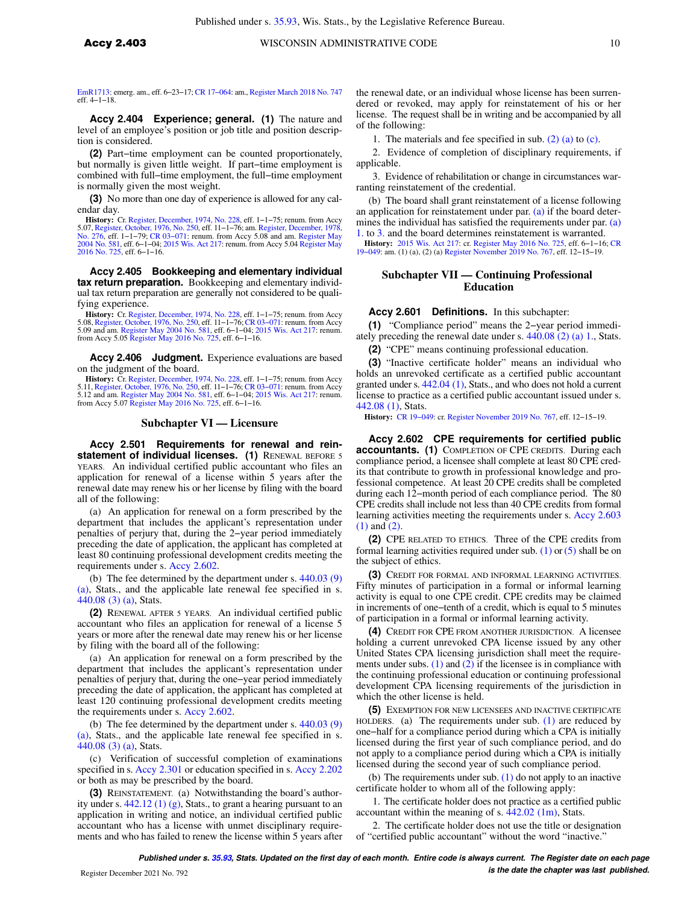EmR1713: emerg. am., eff. 6−23−17; CR 17−064: am., Register March 2018 No. 747 eff. 4−1−18.

**Accy 2.404 Experience; general.** **(1)** The nature and level of an employee's position or job title and position description is considered.

**(2)** Part−time employment can be counted proportionately, but normally is given little weight. If part−time employment is combined with full−time employment, the full−time employment is normally given the most weight.

**(3)** No more than one day of experience is allowed for any calendar day.

**History:** Cr. Register, December, 1974, No. 228, eff. 1−1−75; renum. from Accy 5.07, Register, October, 1976, No. 250, eff. 11−1−76; am. Register, December, 1978, No. 276, eff. 1−1−79; CR 03−071: renum. from Accy 5.08 and am. Register May 2004 No. 581, eff. 6−1−04; 2015 Wis. Act 217: renum. from Accy 5.04 Register May 2016 No. 725, eff. 6−1−16.

**Accy 2.405 Bookkeeping and elementary individual tax return preparation.** Bookkeeping and elementary individual tax return preparation are generally not considered to be qualifying experience.

**History:** Cr. Register, December, 1974, No. 228, eff. 1−1−75; renum. from Accy 5.08, Register, October, 1976, No. 250, eff. 11−1−76; CR 03−071: renum. from Accy 5.09 and am. Register May 2004 No. 581, eff. 6−1−04; 2015 Wis. Act 217: renum. from Accy 5.05 Register May 2016 No. 725, eff. 6−1−16.

**Accy 2.406 Judgment.** Experience evaluations are based on the judgment of the board.

**History:** Cr. Register, December, 1974, No. 228, eff. 1−1−75; renum. from Accy 5.11, Register, October, 1976, No. 250, eff. 11−1−76; CR 03−071: renum. from Accy 5.12 and am. Register May 2004 No. 581, eff. 6−1−04; 2015 Wis. Act 217: renum. from Accy 5.07 Register May 2016 No. 725, eff. 6−1−16.

## Subchapter VI — Licensure

**Accy 2.501 Requirements for renewal and reinstatement of individual licenses.** **(1)** RENEWAL BEFORE 5 YEARS. An individual certified public accountant who files an application for renewal of a license within 5 years after the renewal date may renew his or her license by filing with the board all of the following:

(a) An application for renewal on a form prescribed by the department that includes the applicant's representation under penalties of perjury that, during the 2−year period immediately preceding the date of application, the applicant has completed at least 80 continuing professional development credits meeting the requirements under s. Accy 2.602.

(b) The fee determined by the department under s. 440.03 (9) (a), Stats., and the applicable late renewal fee specified in s. 440.08 (3) (a), Stats.

**(2)** RENEWAL AFTER 5 YEARS. An individual certified public accountant who files an application for renewal of a license 5 years or more after the renewal date may renew his or her license by filing with the board all of the following:

(a) An application for renewal on a form prescribed by the department that includes the applicant's representation under penalties of perjury that, during the one−year period immediately preceding the date of application, the applicant has completed at least 120 continuing professional development credits meeting the requirements under s. Accy 2.602.

(b) The fee determined by the department under s. 440.03 (9) (a), Stats., and the applicable late renewal fee specified in s. 440.08 (3) (a), Stats.

(c) Verification of successful completion of examinations specified in s. Accy 2.301 or education specified in s. Accy 2.202 or both as may be prescribed by the board.

**(3)** REINSTATEMENT. (a) Notwithstanding the board's authority under s. 442.12 (1) (g), Stats., to grant a hearing pursuant to an application in writing and notice, an individual certified public accountant who has a license with unmet disciplinary requirements and who has failed to renew the license within 5 years after the renewal date, or an individual whose license has been surrendered or revoked, may apply for reinstatement of his or her license. The request shall be in writing and be accompanied by all of the following:

1. The materials and fee specified in sub. (2) (a) to (c).

2. Evidence of completion of disciplinary requirements, if applicable.

3. Evidence of rehabilitation or change in circumstances warranting reinstatement of the credential.

(b) The board shall grant reinstatement of a license following an application for reinstatement under par. (a) if the board determines the individual has satisfied the requirements under par. (a) 1. to 3. and the board determines reinstatement is warranted.

**History:** 2015 Wis. Act 217: cr. Register May 2016 No. 725, eff. 6−1−16; CR 19−049: am. (1) (a), (2) (a) Register November 2019 No. 767, eff. 12−15−19.

## Subchapter VII — Continuing Professional Education

**Accy 2.601 Definitions.** In this subchapter:

**(1)** "Compliance period" means the 2−year period immediately preceding the renewal date under s. 440.08 (2) (a) 1., Stats.

**(2)** "CPE" means continuing professional education.

**(3)** "Inactive certificate holder" means an individual who holds an unrevoked certificate as a certified public accountant granted under s. 442.04 (1), Stats., and who does not hold a current license to practice as a certified public accountant issued under s. 442.08 (1), Stats.

**History:** CR 19−049: cr. Register November 2019 No. 767, eff. 12−15−19.

**Accy 2.602 CPE requirements for certified public accountants.** **(1)** COMPLETION OF CPE CREDITS. During each compliance period, a licensee shall complete at least 80 CPE credits that contribute to growth in professional knowledge and professional competence. At least 20 CPE credits shall be completed during each 12−month period of each compliance period. The 80 CPE credits shall include not less than 40 CPE credits from formal learning activities meeting the requirements under s. Accy 2.603 (1) and (2).

**(2)** CPE RELATED TO ETHICS. Three of the CPE credits from formal learning activities required under sub. (1) or (5) shall be on the subject of ethics.

**(3)** CREDIT FOR FORMAL AND INFORMAL LEARNING ACTIVITIES. Fifty minutes of participation in a formal or informal learning activity is equal to one CPE credit. CPE credits may be claimed in increments of one−tenth of a credit, which is equal to 5 minutes of participation in a formal or informal learning activity.

**(4)** CREDIT FOR CPE FROM ANOTHER JURISDICTION. A licensee holding a current unrevoked CPA license issued by any other United States CPA licensing jurisdiction shall meet the requirements under subs. (1) and (2) if the licensee is in compliance with the continuing professional education or continuing professional development CPA licensing requirements of the jurisdiction in which the other license is held.

**(5)** EXEMPTION FOR NEW LICENSEES AND INACTIVE CERTIFICATE HOLDERS. (a) The requirements under sub. (1) are reduced by one−half for a compliance period during which a CPA is initially licensed during the first year of such compliance period, and do not apply to a compliance period during which a CPA is initially licensed during the second year of such compliance period.

(b) The requirements under sub. (1) do not apply to an inactive certificate holder to whom all of the following apply:

1. The certificate holder does not practice as a certified public accountant within the meaning of s. 442.02 (1m), Stats.

2. The certificate holder does not use the title or designation of "certified public accountant" without the word "inactive."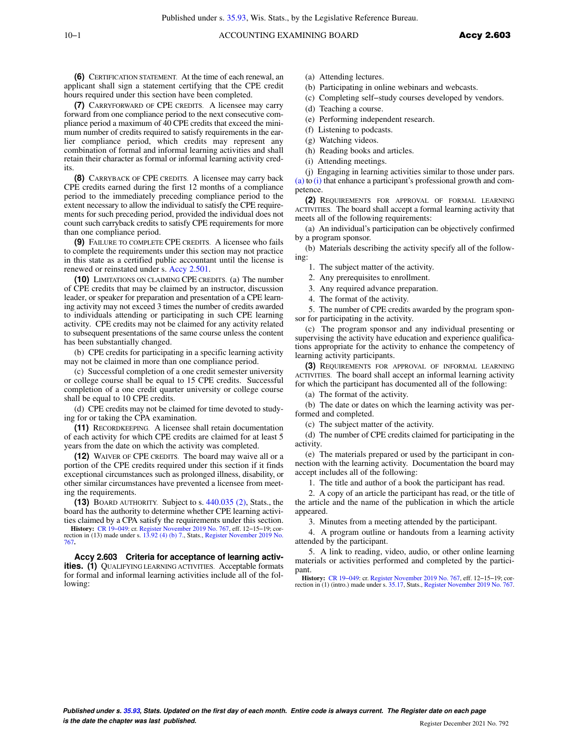**(6)** CERTIFICATION STATEMENT. At the time of each renewal, an applicant shall sign a statement certifying that the CPE credit hours required under this section have been completed.

**(7)** CARRYFORWARD OF CPE CREDITS. A licensee may carry forward from one compliance period to the next consecutive compliance period a maximum of 40 CPE credits that exceed the minimum number of credits required to satisfy requirements in the earlier compliance period, which credits may represent any combination of formal and informal learning activities and shall retain their character as formal or informal learning activity credits.

**(8)** CARRYBACK OF CPE CREDITS. A licensee may carry back CPE credits earned during the first 12 months of a compliance period to the immediately preceding compliance period to the extent necessary to allow the individual to satisfy the CPE requirements for such preceding period, provided the individual does not count such carryback credits to satisfy CPE requirements for more than one compliance period.

**(9)** FAILURE TO COMPLETE CPE CREDITS. A licensee who fails to complete the requirements under this section may not practice in this state as a certified public accountant until the license is renewed or reinstated under s. Accy 2.501.

**(10)** LIMITATIONS ON CLAIMING CPE CREDITS. (a) The number of CPE credits that may be claimed by an instructor, discussion leader, or speaker for preparation and presentation of a CPE learning activity may not exceed 3 times the number of credits awarded to individuals attending or participating in such CPE learning activity. CPE credits may not be claimed for any activity related to subsequent presentations of the same course unless the content has been substantially changed.

(b) CPE credits for participating in a specific learning activity may not be claimed in more than one compliance period.

(c) Successful completion of a one credit semester university or college course shall be equal to 15 CPE credits. Successful completion of a one credit quarter university or college course shall be equal to 10 CPE credits.

(d) CPE credits may not be claimed for time devoted to studying for or taking the CPA examination.

**(11)** RECORDKEEPING. A licensee shall retain documentation of each activity for which CPE credits are claimed for at least 5 years from the date on which the activity was completed.

**(12)** WAIVER OF CPE CREDITS. The board may waive all or a portion of the CPE credits required under this section if it finds exceptional circumstances such as prolonged illness, disability, or other similar circumstances have prevented a licensee from meeting the requirements.

**(13)** BOARD AUTHORITY. Subject to s. 440.035 (2), Stats., the board has the authority to determine whether CPE learning activities claimed by a CPA satisfy the requirements under this section.

**History:** CR 19–049: cr. Register November 2019 No. 767, eff. 12–15–19; correction in (13) made under s. 13.92 (4) (b) 7., Stats., Register November 2019 No. 767.

### Accy 2.603 Criteria for acceptance of learning activities.

**(1)** QUALIFYING LEARNING ACTIVITIES. Acceptable formats for formal and informal learning activities include all of the following:

(a) Attending lectures.

(b) Participating in online webinars and webcasts.

(c) Completing self–study courses developed by vendors.

(d) Teaching a course.

(e) Performing independent research.

(f) Listening to podcasts.

(g) Watching videos.

(h) Reading books and articles.

(i) Attending meetings.

(j) Engaging in learning activities similar to those under pars. (a) to (i) that enhance a participant's professional growth and competence.

**(2)** REQUIREMENTS FOR APPROVAL OF FORMAL LEARNING ACTIVITIES. The board shall accept a formal learning activity that meets all of the following requirements:

(a) An individual's participation can be objectively confirmed by a program sponsor.

(b) Materials describing the activity specify all of the following:

1. The subject matter of the activity.

2. Any prerequisites to enrollment.

3. Any required advance preparation.

4. The format of the activity.

5. The number of CPE credits awarded by the program sponsor for participating in the activity.

(c) The program sponsor and any individual presenting or supervising the activity have education and experience qualifications appropriate for the activity to enhance the competency of learning activity participants.

**(3)** REQUIREMENTS FOR APPROVAL OF INFORMAL LEARNING ACTIVITIES. The board shall accept an informal learning activity for which the participant has documented all of the following:

(a) The format of the activity.

(b) The date or dates on which the learning activity was performed and completed.

(c) The subject matter of the activity.

(d) The number of CPE credits claimed for participating in the activity.

(e) The materials prepared or used by the participant in connection with the learning activity. Documentation the board may accept includes all of the following:

1. The title and author of a book the participant has read.

2. A copy of an article the participant has read, or the title of the article and the name of the publication in which the article appeared.

3. Minutes from a meeting attended by the participant.

4. A program outline or handouts from a learning activity attended by the participant.

5. A link to reading, video, audio, or other online learning materials or activities performed and completed by the participant.

**History:** CR 19–049: cr. Register November 2019 No. 767, eff. 12–15–19; correction in (1) (intro.) made under s. 35.17, Stats., Register November 2019 No. 767.